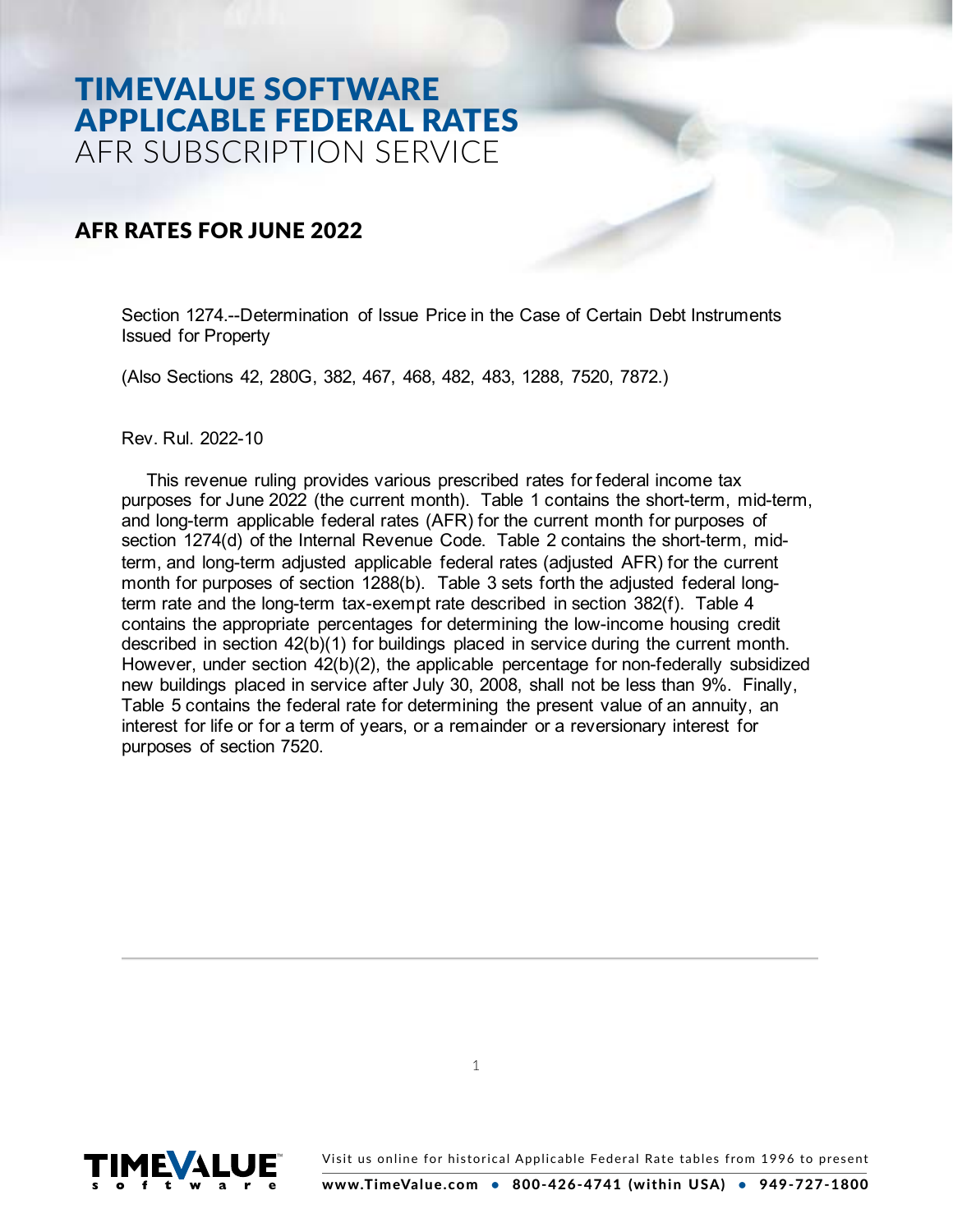# TIMEVALUE SOFTWARE APPLICABLE FEDERAL RATES

AFR SUBSCRIPTION SERVICE

## AFR RATES FOR JUNE 2022

Section 1274.--Determination of Issue Price in the Case of Certain Debt Instruments Issued for Property

(Also Sections 42, 280G, 382, 467, 468, 482, 483, 1288, 7520, 7872.)

Rev. Rul. 2022-10

This revenue ruling provides various prescribed rates for federal income tax purposes for June 2022 (the current month). Table 1 contains the short-term, mid-term, and long-term applicable federal rates (AFR) for the current month for purposes of section 1274(d) of the Internal Revenue Code. Table 2 contains the short-term, mid-term, and long-term adjusted applicable federal rates (adjusted AFR) for the current month for purposes of section 1288(b). Table 3 sets forth the adjusted federal long-term rate and the long-term tax-exempt rate described in section 382(f). Table 4 contains the appropriate percentages for determining the low-income housing credit described in section 42(b)(1) for buildings placed in service during the current month. However, under section 42(b)(2), the applicable percentage for non-federally subsidized new buildings placed in service after July 30, 2008, shall not be less than 9%. Finally, Table 5 contains the federal rate for determining the present value of an annuity, an interest for life or for a term of years, or a remainder or a reversionary interest for purposes of section 7520.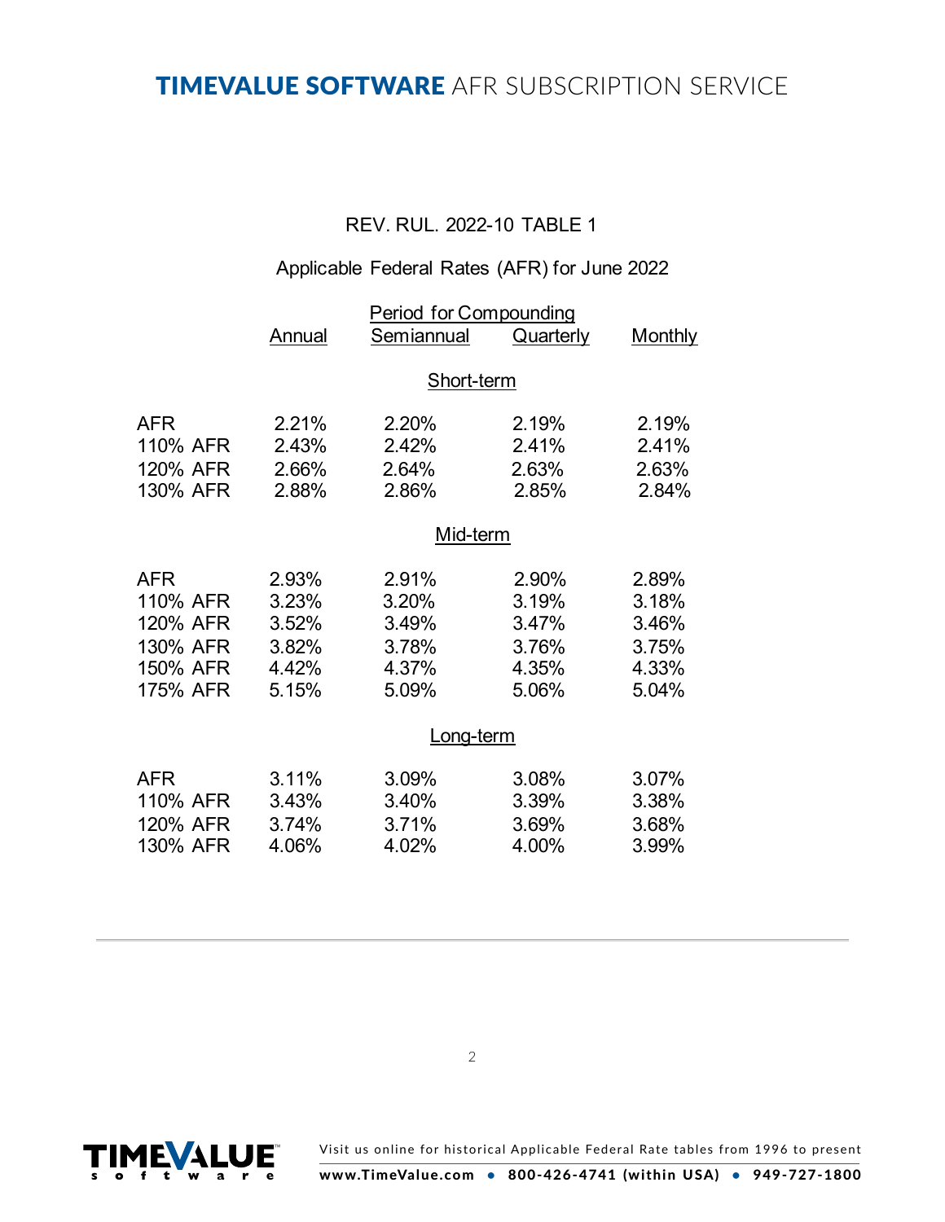REV. RUL. 2022-10 TABLE 1

Applicable Federal Rates (AFR) for June 2022

| | Period for Compounding | | | |
|---|---|---|---|---|
| | Annual | Semiannual | Quarterly | Monthly |
| | | Short-term | | |
| AFR | 2.21% | 2.20% | 2.19% | 2.19% |
| 110% AFR | 2.43% | 2.42% | 2.41% | 2.41% |
| 120% AFR | 2.66% | 2.64% | 2.63% | 2.63% |
| 130% AFR | 2.88% | 2.86% | 2.85% | 2.84% |
| | | Mid-term | | |
| AFR | 2.93% | 2.91% | 2.90% | 2.89% |
| 110% AFR | 3.23% | 3.20% | 3.19% | 3.18% |
| 120% AFR | 3.52% | 3.49% | 3.47% | 3.46% |
| 130% AFR | 3.82% | 3.78% | 3.76% | 3.75% |
| 150% AFR | 4.42% | 4.37% | 4.35% | 4.33% |
| 175% AFR | 5.15% | 5.09% | 5.06% | 5.04% |
| | | Long-term | | |
| AFR | 3.11% | 3.09% | 3.08% | 3.07% |
| 110% AFR | 3.43% | 3.40% | 3.39% | 3.38% |
| 120% AFR | 3.74% | 3.71% | 3.69% | 3.68% |
| 130% AFR | 4.06% | 4.02% | 4.00% | 3.99% |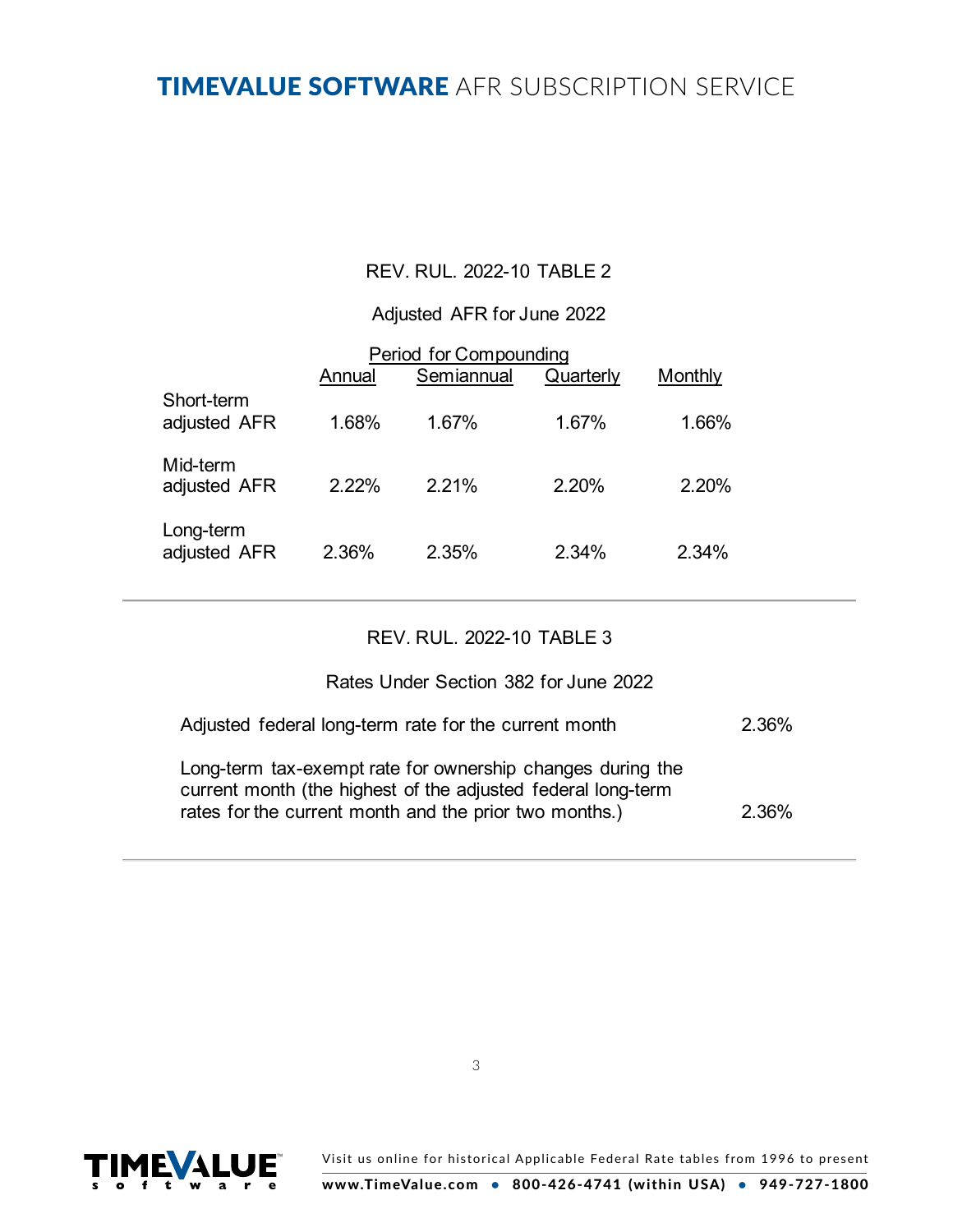## REV. RUL. 2022-10 TABLE 2

### Adjusted AFR for June 2022

| | Period for Compounding | | | |
|---|---|---|---|---|
| | Annual | Semiannual | Quarterly | Monthly |
| Short-term adjusted AFR | 1.68% | 1.67% | 1.67% | 1.66% |
| Mid-term adjusted AFR | 2.22% | 2.21% | 2.20% | 2.20% |
| Long-term adjusted AFR | 2.36% | 2.35% | 2.34% | 2.34% |

---

## REV. RUL. 2022-10 TABLE 3

### Rates Under Section 382 for June 2022

| | |
|---|---|
| Adjusted federal long-term rate for the current month | 2.36% |
| Long-term tax-exempt rate for ownership changes during the current month (the highest of the adjusted federal long-term rates for the current month and the prior two months.) | 2.36% |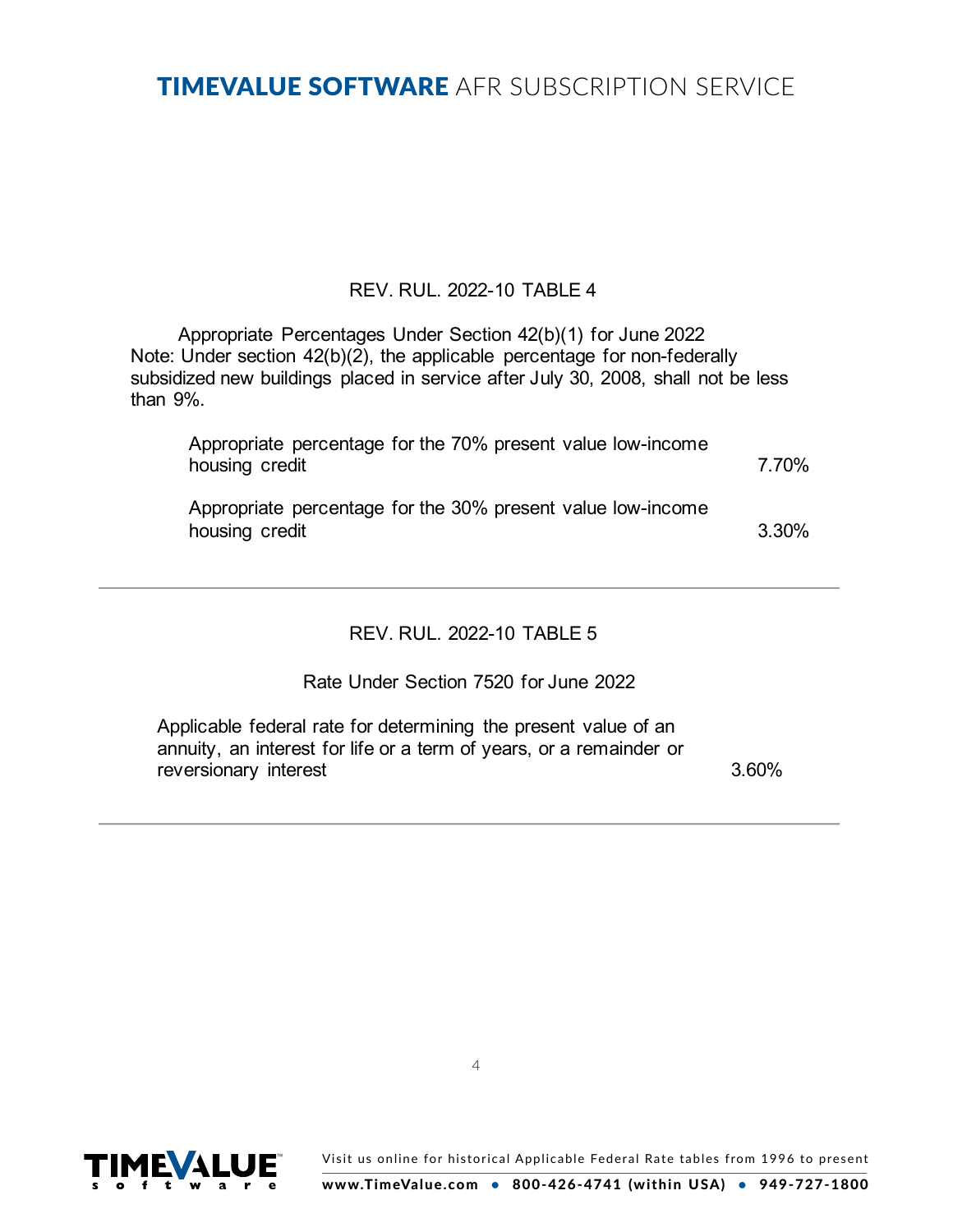## REV. RUL. 2022-10 TABLE 4

Appropriate Percentages Under Section 42(b)(1) for June 2022
Note: Under section 42(b)(2), the applicable percentage for non-federally subsidized new buildings placed in service after July 30, 2008, shall not be less than 9%.

| | |
|---|---|
| Appropriate percentage for the 70% present value low-income housing credit | 7.70% |
| Appropriate percentage for the 30% present value low-income housing credit | 3.30% |

## REV. RUL. 2022-10 TABLE 5

Rate Under Section 7520 for June 2022

| | |
|---|---|
| Applicable federal rate for determining the present value of an annuity, an interest for life or a term of years, or a remainder or reversionary interest | 3.60% |